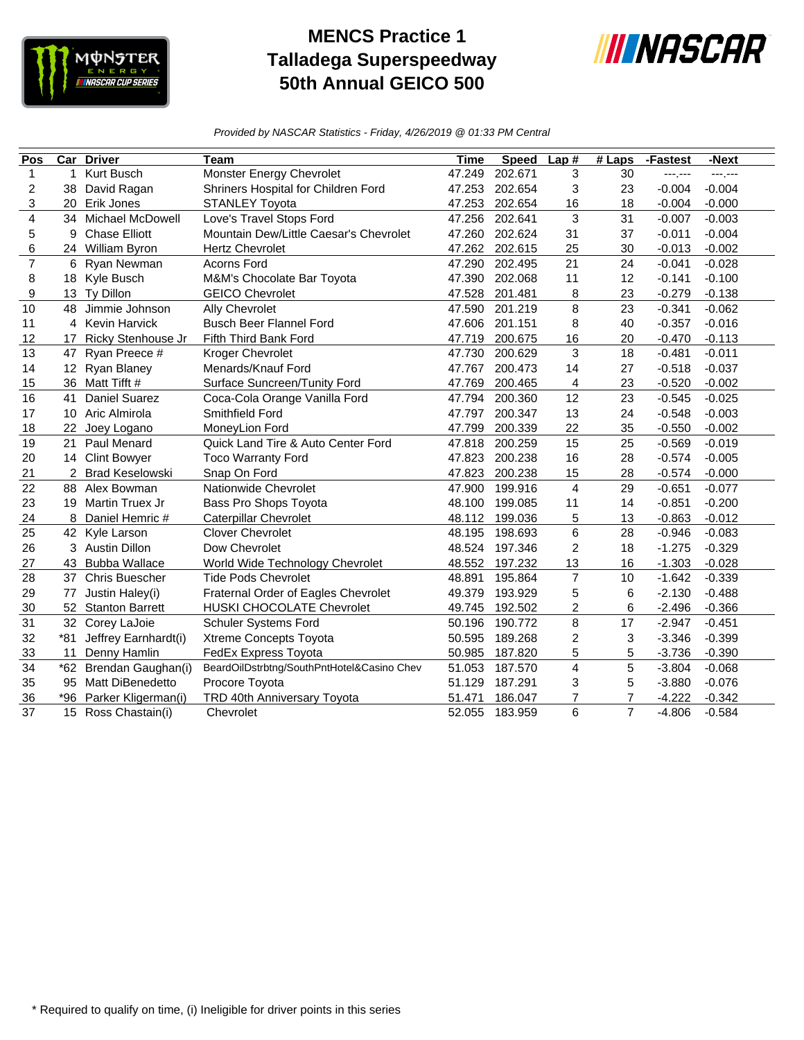# MENCS Practice 1
# Talladega Superspeedway
# 50th Annual GEICO 500

*Provided by NASCAR Statistics - Friday, 4/26/2019 @ 01:33 PM Central*

| Pos | Car | Driver | Team | Time | Speed | Lap # | # Laps | -Fastest | -Next |
|---|---|---|---|---|---|---|---|---|---|
| 1 | 1 | Kurt Busch | Monster Energy Chevrolet | 47.249 | 202.671 | 3 | 30 | ---.--- | ---.--- |
| 2 | 38 | David Ragan | Shriners Hospital for Children Ford | 47.253 | 202.654 | 3 | 23 | -0.004 | -0.004 |
| 3 | 20 | Erik Jones | STANLEY Toyota | 47.253 | 202.654 | 16 | 18 | -0.004 | -0.000 |
| 4 | 34 | Michael McDowell | Love's Travel Stops Ford | 47.256 | 202.641 | 3 | 31 | -0.007 | -0.003 |
| 5 | 9 | Chase Elliott | Mountain Dew/Little Caesar's Chevrolet | 47.260 | 202.624 | 31 | 37 | -0.011 | -0.004 |
| 6 | 24 | William Byron | Hertz Chevrolet | 47.262 | 202.615 | 25 | 30 | -0.013 | -0.002 |
| 7 | 6 | Ryan Newman | Acorns Ford | 47.290 | 202.495 | 21 | 24 | -0.041 | -0.028 |
| 8 | 18 | Kyle Busch | M&M's Chocolate Bar Toyota | 47.390 | 202.068 | 11 | 12 | -0.141 | -0.100 |
| 9 | 13 | Ty Dillon | GEICO Chevrolet | 47.528 | 201.481 | 8 | 23 | -0.279 | -0.138 |
| 10 | 48 | Jimmie Johnson | Ally Chevrolet | 47.590 | 201.219 | 8 | 23 | -0.341 | -0.062 |
| 11 | 4 | Kevin Harvick | Busch Beer Flannel Ford | 47.606 | 201.151 | 8 | 40 | -0.357 | -0.016 |
| 12 | 17 | Ricky Stenhouse Jr | Fifth Third Bank Ford | 47.719 | 200.675 | 16 | 20 | -0.470 | -0.113 |
| 13 | 47 | Ryan Preece # | Kroger Chevrolet | 47.730 | 200.629 | 3 | 18 | -0.481 | -0.011 |
| 14 | 12 | Ryan Blaney | Menards/Knauf Ford | 47.767 | 200.473 | 14 | 27 | -0.518 | -0.037 |
| 15 | 36 | Matt Tifft # | Surface Suncreen/Tunity Ford | 47.769 | 200.465 | 4 | 23 | -0.520 | -0.002 |
| 16 | 41 | Daniel Suarez | Coca-Cola Orange Vanilla Ford | 47.794 | 200.360 | 12 | 23 | -0.545 | -0.025 |
| 17 | 10 | Aric Almirola | Smithfield Ford | 47.797 | 200.347 | 13 | 24 | -0.548 | -0.003 |
| 18 | 22 | Joey Logano | MoneyLion Ford | 47.799 | 200.339 | 22 | 35 | -0.550 | -0.002 |
| 19 | 21 | Paul Menard | Quick Land Tire & Auto Center Ford | 47.818 | 200.259 | 15 | 25 | -0.569 | -0.019 |
| 20 | 14 | Clint Bowyer | Toco Warranty Ford | 47.823 | 200.238 | 16 | 28 | -0.574 | -0.005 |
| 21 | 2 | Brad Keselowski | Snap On Ford | 47.823 | 200.238 | 15 | 28 | -0.574 | -0.000 |
| 22 | 88 | Alex Bowman | Nationwide Chevrolet | 47.900 | 199.916 | 4 | 29 | -0.651 | -0.077 |
| 23 | 19 | Martin Truex Jr | Bass Pro Shops Toyota | 48.100 | 199.085 | 11 | 14 | -0.851 | -0.200 |
| 24 | 8 | Daniel Hemric # | Caterpillar Chevrolet | 48.112 | 199.036 | 5 | 13 | -0.863 | -0.012 |
| 25 | 42 | Kyle Larson | Clover Chevrolet | 48.195 | 198.693 | 6 | 28 | -0.946 | -0.083 |
| 26 | 3 | Austin Dillon | Dow Chevrolet | 48.524 | 197.346 | 2 | 18 | -1.275 | -0.329 |
| 27 | 43 | Bubba Wallace | World Wide Technology Chevrolet | 48.552 | 197.232 | 13 | 16 | -1.303 | -0.028 |
| 28 | 37 | Chris Buescher | Tide Pods Chevrolet | 48.891 | 195.864 | 7 | 10 | -1.642 | -0.339 |
| 29 | 77 | Justin Haley(i) | Fraternal Order of Eagles Chevrolet | 49.379 | 193.929 | 5 | 6 | -2.130 | -0.488 |
| 30 | 52 | Stanton Barrett | HUSKI CHOCOLATE Chevrolet | 49.745 | 192.502 | 2 | 6 | -2.496 | -0.366 |
| 31 | 32 | Corey LaJoie | Schuler Systems Ford | 50.196 | 190.772 | 8 | 17 | -2.947 | -0.451 |
| 32 | *81 | Jeffrey Earnhardt(i) | Xtreme Concepts Toyota | 50.595 | 189.268 | 2 | 3 | -3.346 | -0.399 |
| 33 | 11 | Denny Hamlin | FedEx Express Toyota | 50.985 | 187.820 | 5 | 5 | -3.736 | -0.390 |
| 34 | *62 | Brendan Gaughan(i) | BeardOilDstrbtng/SouthPntHotel&Casino Chev | 51.053 | 187.570 | 4 | 5 | -3.804 | -0.068 |
| 35 | 95 | Matt DiBenedetto | Procore Toyota | 51.129 | 187.291 | 3 | 5 | -3.880 | -0.076 |
| 36 | *96 | Parker Kligerman(i) | TRD 40th Anniversary Toyota | 51.471 | 186.047 | 7 | 7 | -4.222 | -0.342 |
| 37 | 15 | Ross Chastain(i) | Chevrolet | 52.055 | 183.959 | 6 | 7 | -4.806 | -0.584 |

* Required to qualify on time, (i) Ineligible for driver points in this series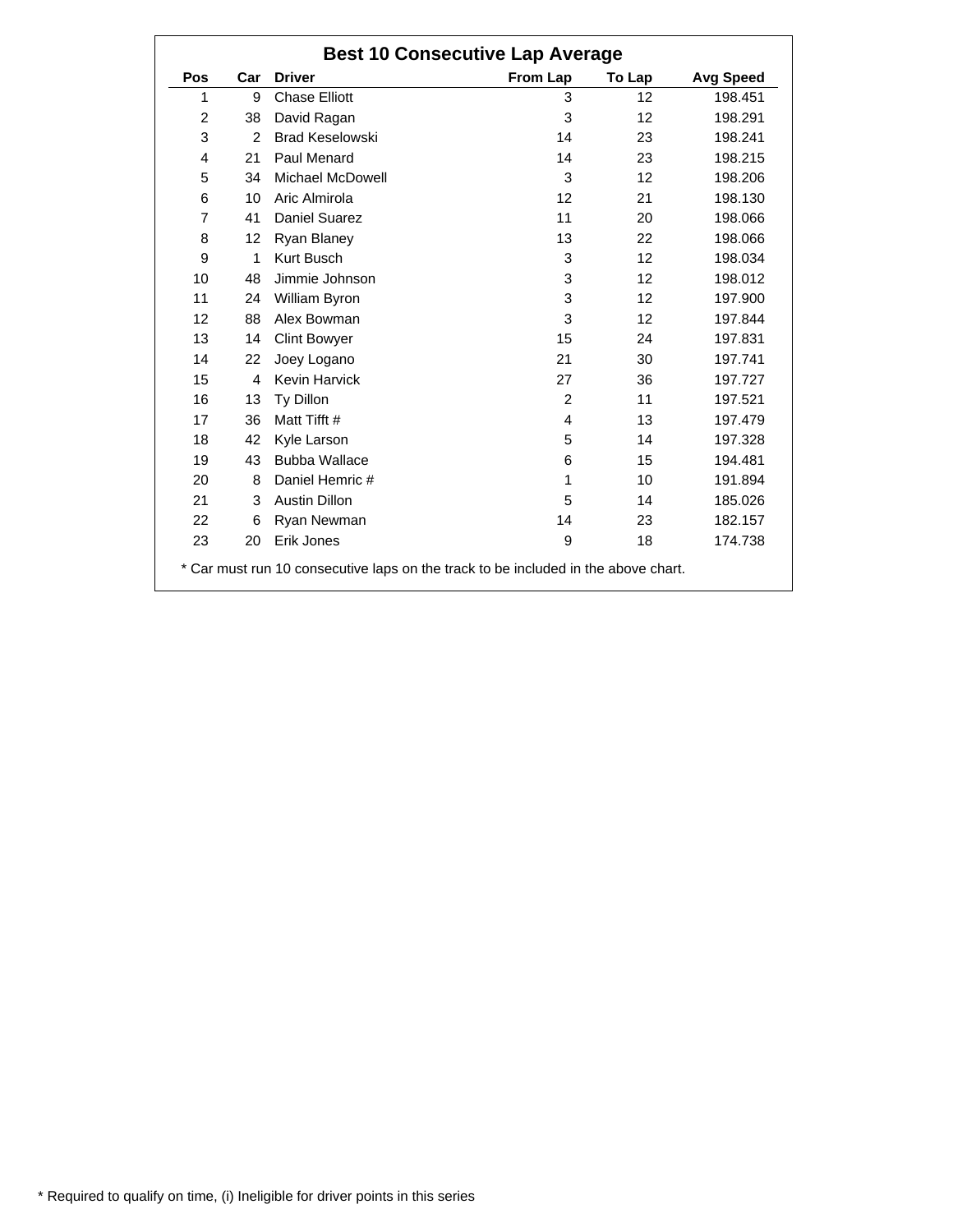## Best 10 Consecutive Lap Average

| Pos | Car | Driver | From Lap | To Lap | Avg Speed |
|---|---|---|---|---|---|
| 1 | 9 | Chase Elliott | 3 | 12 | 198.451 |
| 2 | 38 | David Ragan | 3 | 12 | 198.291 |
| 3 | 2 | Brad Keselowski | 14 | 23 | 198.241 |
| 4 | 21 | Paul Menard | 14 | 23 | 198.215 |
| 5 | 34 | Michael McDowell | 3 | 12 | 198.206 |
| 6 | 10 | Aric Almirola | 12 | 21 | 198.130 |
| 7 | 41 | Daniel Suarez | 11 | 20 | 198.066 |
| 8 | 12 | Ryan Blaney | 13 | 22 | 198.066 |
| 9 | 1 | Kurt Busch | 3 | 12 | 198.034 |
| 10 | 48 | Jimmie Johnson | 3 | 12 | 198.012 |
| 11 | 24 | William Byron | 3 | 12 | 197.900 |
| 12 | 88 | Alex Bowman | 3 | 12 | 197.844 |
| 13 | 14 | Clint Bowyer | 15 | 24 | 197.831 |
| 14 | 22 | Joey Logano | 21 | 30 | 197.741 |
| 15 | 4 | Kevin Harvick | 27 | 36 | 197.727 |
| 16 | 13 | Ty Dillon | 2 | 11 | 197.521 |
| 17 | 36 | Matt Tifft # | 4 | 13 | 197.479 |
| 18 | 42 | Kyle Larson | 5 | 14 | 197.328 |
| 19 | 43 | Bubba Wallace | 6 | 15 | 194.481 |
| 20 | 8 | Daniel Hemric # | 1 | 10 | 191.894 |
| 21 | 3 | Austin Dillon | 5 | 14 | 185.026 |
| 22 | 6 | Ryan Newman | 14 | 23 | 182.157 |
| 23 | 20 | Erik Jones | 9 | 18 | 174.738 |

* Car must run 10 consecutive laps on the track to be included in the above chart.

* Required to qualify on time, (i) Ineligible for driver points in this series